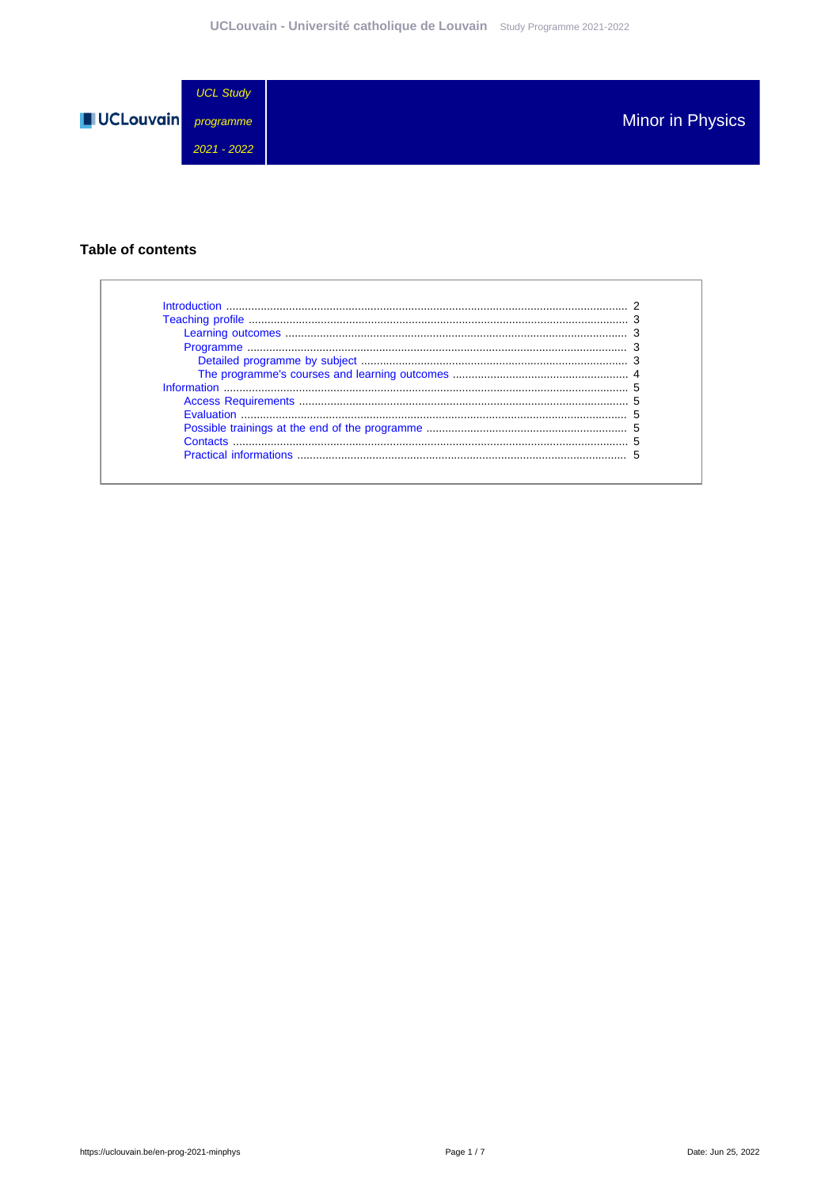UCL Study programme 2021 - 2022

# Minor in Physics

## Table of contents

- Introduction ........ 2
- Teaching profile ........ 3
  - Learning outcomes ........ 3
  - Programme ........ 3
    - Detailed programme by subject ........ 3
    - The programme's courses and learning outcomes ........ 4
- Information ........ 5
  - Access Requirements ........ 5
  - Evaluation ........ 5
  - Possible trainings at the end of the programme ........ 5
  - Contacts ........ 5
  - Practical informations ........ 5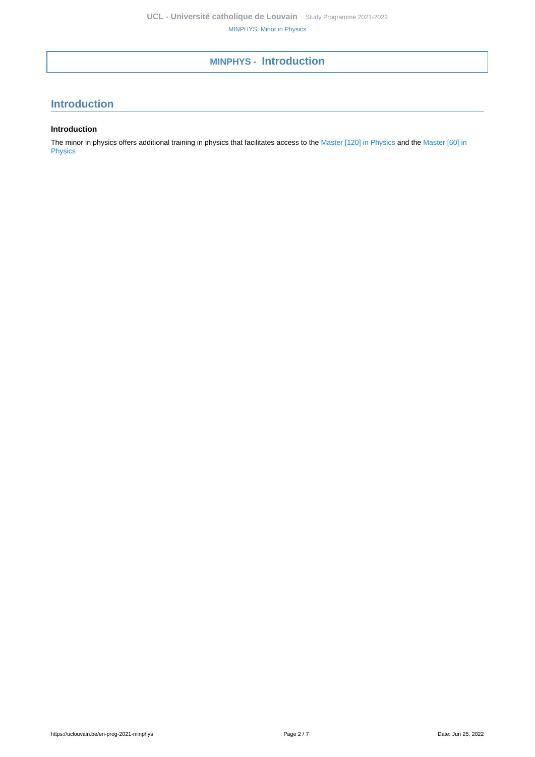# MINPHYS - Introduction

## Introduction

### Introduction

The minor in physics offers additional training in physics that facilitates access to the Master [120] in Physics and the Master [60] in Physics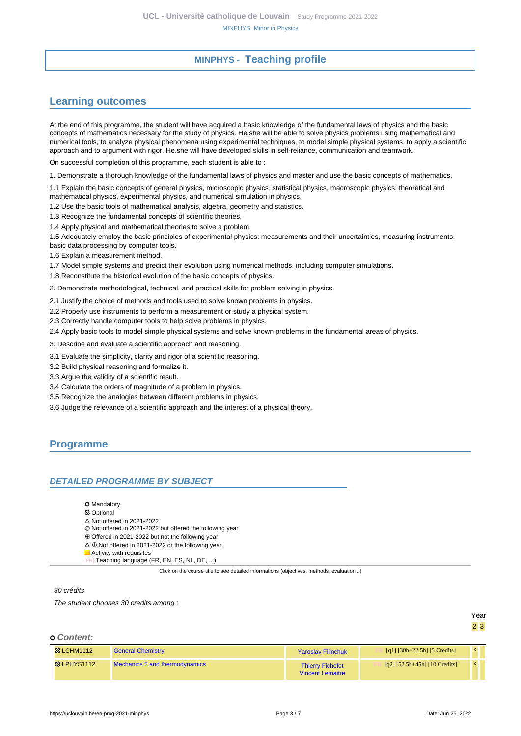# MINPHYS - Teaching profile

## Learning outcomes

At the end of this programme, the student will have acquired a basic knowledge of the fundamental laws of physics and the basic concepts of mathematics necessary for the study of physics. He.she will be able to solve physics problems using mathematical and numerical tools, to analyze physical phenomena using experimental techniques, to model simple physical systems, to apply a scientific approach and to argument with rigor. He.she will have developed skills in self-reliance, communication and teamwork.

On successful completion of this programme, each student is able to :

1. Demonstrate a thorough knowledge of the fundamental laws of physics and master and use the basic concepts of mathematics.

1.1 Explain the basic concepts of general physics, microscopic physics, statistical physics, macroscopic physics, theoretical and mathematical physics, experimental physics, and numerical simulation in physics.

1.2 Use the basic tools of mathematical analysis, algebra, geometry and statistics.

1.3 Recognize the fundamental concepts of scientific theories.

1.4 Apply physical and mathematical theories to solve a problem.

1.5 Adequately employ the basic principles of experimental physics: measurements and their uncertainties, measuring instruments, basic data processing by computer tools.

1.6 Explain a measurement method.

1.7 Model simple systems and predict their evolution using numerical methods, including computer simulations.

1.8 Reconstitute the historical evolution of the basic concepts of physics.

2. Demonstrate methodological, technical, and practical skills for problem solving in physics.

2.1 Justify the choice of methods and tools used to solve known problems in physics.

2.2 Properly use instruments to perform a measurement or study a physical system.

2.3 Correctly handle computer tools to help solve problems in physics.

2.4 Apply basic tools to model simple physical systems and solve known problems in the fundamental areas of physics.

3. Describe and evaluate a scientific approach and reasoning.

3.1 Evaluate the simplicity, clarity and rigor of a scientific reasoning.

3.2 Build physical reasoning and formalize it.

3.3 Argue the validity of a scientific result.

3.4 Calculate the orders of magnitude of a problem in physics.

3.5 Recognize the analogies between different problems in physics.

3.6 Judge the relevance of a scientific approach and the interest of a physical theory.

## Programme

### DETAILED PROGRAMME BY SUBJECT

- ○ Mandatory
- ⌘ Optional
- △ Not offered in 2021-2022
- ⊘ Not offered in 2021-2022 but offered the following year
- ⊕ Offered in 2021-2022 but not the following year
- △ ⊕ Not offered in 2021-2022 or the following year
- Activity with requisites
- [FR] Teaching language (FR, EN, ES, NL, DE, ...)

Click on the course title to see detailed informations (objectives, methods, evaluation...)

*30 crédits*

*The student chooses 30 credits among :*

**○ Content:**

| Code | Title | Teachers | Details | Year 2 | Year 3 |
|---|---|---|---|---|---|
| ⌘ LCHM1112 | General Chemistry | Yaroslav Filinchuk | [FR] [q1] [30h+22.5h] [5 Credits] | x | |
| ⌘ LPHYS1112 | Mechanics 2 and thermodynamics | Thierry Fichefet, Vincent Lemaitre | [FR] [q2] [52.5h+45h] [10 Credits] | x | |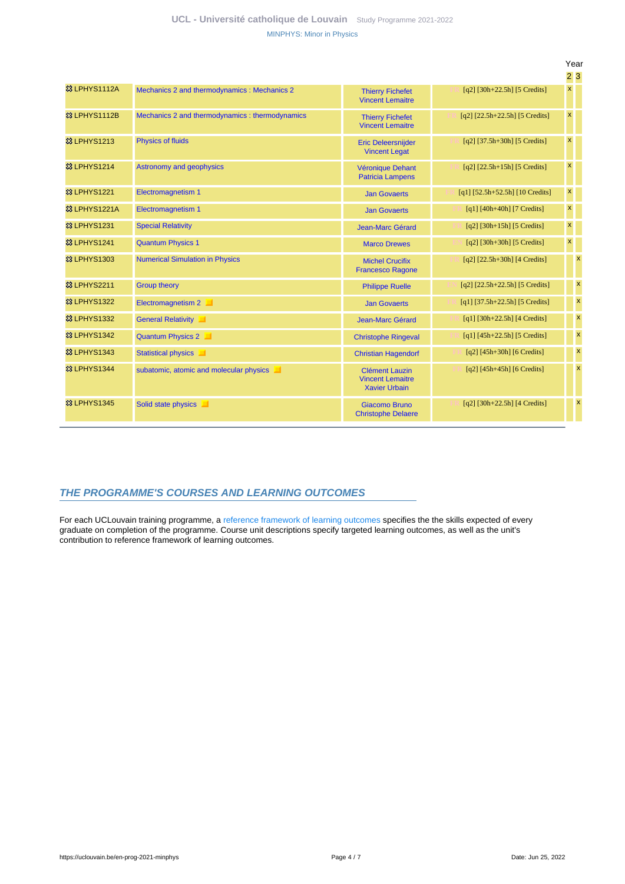| | | | | Year | |
|---|---|---|---|---|---|
| | | | | 2 | 3 |
| LPHYS1112A | Mechanics 2 and thermodynamics : Mechanics 2 | Thierry Fichefet<br>Vincent Lemaitre | FR [q2] [30h+22.5h] [5 Credits] | x | |
| LPHYS1112B | Mechanics 2 and thermodynamics : thermodynamics | Thierry Fichefet<br>Vincent Lemaitre | FR [q2] [22.5h+22.5h] [5 Credits] | x | |
| LPHYS1213 | Physics of fluids | Eric Deleersnijder<br>Vincent Legat | FR [q2] [37.5h+30h] [5 Credits] | x | |
| LPHYS1214 | Astronomy and geophysics | Véronique Dehant<br>Patricia Lampens | FR [q2] [22.5h+15h] [5 Credits] | x | |
| LPHYS1221 | Electromagnetism 1 | Jan Govaerts | FR [q1] [52.5h+52.5h] [10 Credits] | x | |
| LPHYS1221A | Electromagnetism 1 | Jan Govaerts | FR [q1] [40h+40h] [7 Credits] | x | |
| LPHYS1231 | Special Relativity | Jean-Marc Gérard | FR [q2] [30h+15h] [5 Credits] | x | |
| LPHYS1241 | Quantum Physics 1 | Marco Drewes | EN [q2] [30h+30h] [5 Credits] | x | |
| LPHYS1303 | Numerical Simulation in Physics | Michel Crucifix<br>Francesco Ragone | FR [q2] [22.5h+30h] [4 Credits] | | x |
| LPHYS2211 | Group theory | Philippe Ruelle | EN [q2] [22.5h+22.5h] [5 Credits] | | x |
| LPHYS1322 | Electromagnetism 2 | Jan Govaerts | FR [q1] [37.5h+22.5h] [5 Credits] | | x |
| LPHYS1332 | General Relativity | Jean-Marc Gérard | FR [q1] [30h+22.5h] [4 Credits] | | x |
| LPHYS1342 | Quantum Physics 2 | Christophe Ringeval | FR [q1] [45h+22.5h] [5 Credits] | | x |
| LPHYS1343 | Statistical physics | Christian Hagendorf | FR [q2] [45h+30h] [6 Credits] | | x |
| LPHYS1344 | subatomic, atomic and molecular physics | Clément Lauzin<br>Vincent Lemaitre<br>Xavier Urbain | FR [q2] [45h+45h] [6 Credits] | | x |
| LPHYS1345 | Solid state physics | Giacomo Bruno<br>Christophe Delaere | FR [q2] [30h+22.5h] [4 Credits] | | x |

## THE PROGRAMME'S COURSES AND LEARNING OUTCOMES

For each UCLouvain training programme, a reference framework of learning outcomes specifies the the skills expected of every graduate on completion of the programme. Course unit descriptions specify targeted learning outcomes, as well as the unit's contribution to reference framework of learning outcomes.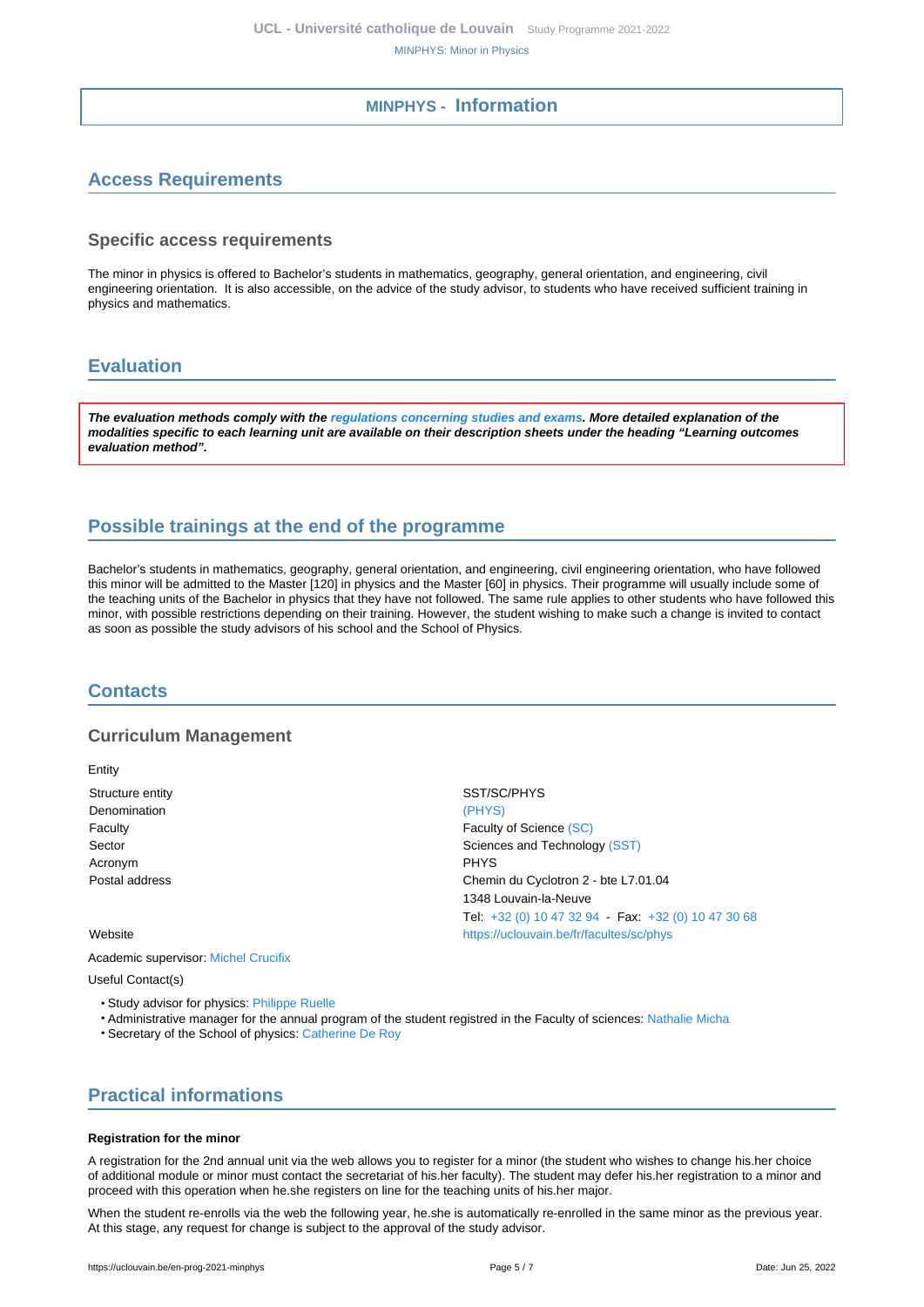# MINPHYS - Information

## Access Requirements

### Specific access requirements

The minor in physics is offered to Bachelor's students in mathematics, geography, general orientation, and engineering, civil engineering orientation. It is also accessible, on the advice of the study advisor, to students who have received sufficient training in physics and mathematics.

## Evaluation

***The evaluation methods comply with the regulations concerning studies and exams. More detailed explanation of the modalities specific to each learning unit are available on their description sheets under the heading "Learning outcomes evaluation method".***

## Possible trainings at the end of the programme

Bachelor's students in mathematics, geography, general orientation, and engineering, civil engineering orientation, who have followed this minor will be admitted to the Master [120] in physics and the Master [60] in physics. Their programme will usually include some of the teaching units of the Bachelor in physics that they have not followed. The same rule applies to other students who have followed this minor, with possible restrictions depending on their training. However, the student wishing to make such a change is invited to contact as soon as possible the study advisors of his school and the School of Physics.

## Contacts

### Curriculum Management

Entity

| | |
|---|---|
| Structure entity | SST/SC/PHYS |
| Denomination | (PHYS) |
| Faculty | Faculty of Science (SC) |
| Sector | Sciences and Technology (SST) |
| Acronym | PHYS |
| Postal address | Chemin du Cyclotron 2 - bte L7.01.04<br>1348 Louvain-la-Neuve<br>Tel: +32 (0) 10 47 32 94 - Fax: +32 (0) 10 47 30 68 |
| Website | https://uclouvain.be/fr/facultes/sc/phys |

Academic supervisor: Michel Crucifix

Useful Contact(s)

- Study advisor for physics: Philippe Ruelle
- Administrative manager for the annual program of the student registred in the Faculty of sciences: Nathalie Micha
- Secretary of the School of physics: Catherine De Roy

## Practical informations

**Registration for the minor**

A registration for the 2nd annual unit via the web allows you to register for a minor (the student who wishes to change his.her choice of additional module or minor must contact the secretariat of his.her faculty). The student may defer his.her registration to a minor and proceed with this operation when he.she registers on line for the teaching units of his.her major.

When the student re-enrolls via the web the following year, he.she is automatically re-enrolled in the same minor as the previous year. At this stage, any request for change is subject to the approval of the study advisor.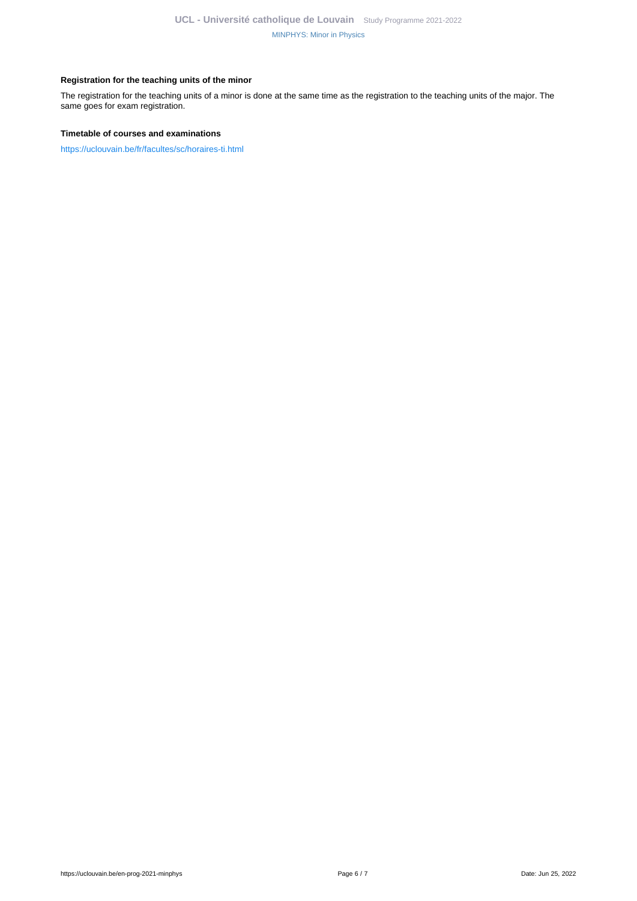**Registration for the teaching units of the minor**

The registration for the teaching units of a minor is done at the same time as the registration to the teaching units of the major. The same goes for exam registration.

**Timetable of courses and examinations**

https://uclouvain.be/fr/facultes/sc/horaires-ti.html